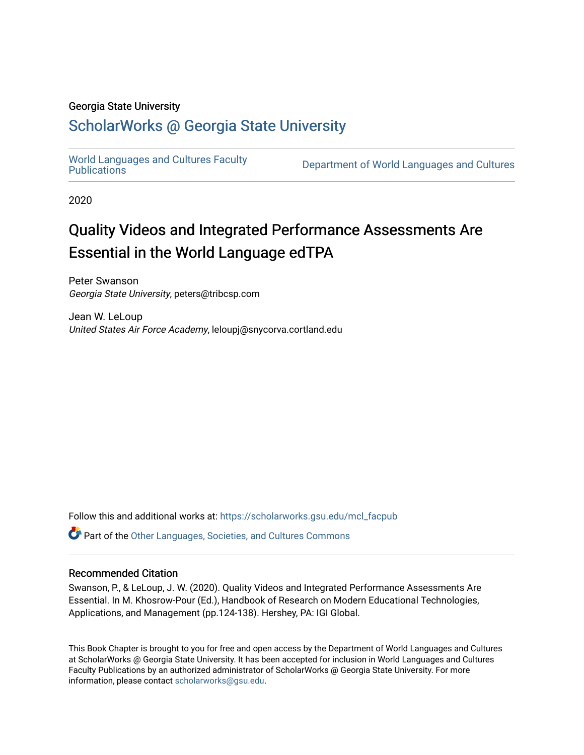Georgia State University

# ScholarWorks @ Georgia State University

World Languages and Cultures Faculty Publications | Department of World Languages and Cultures

2020

# Quality Videos and Integrated Performance Assessments Are Essential in the World Language edTPA

Peter Swanson
*Georgia State University*, peters@tribcsp.com

Jean W. LeLoup
*United States Air Force Academy*, leloupj@snycorva.cortland.edu

Follow this and additional works at: https://scholarworks.gsu.edu/mcl_facpub

Part of the Other Languages, Societies, and Cultures Commons

## Recommended Citation

Swanson, P., & LeLoup, J. W. (2020). Quality Videos and Integrated Performance Assessments Are Essential. In M. Khosrow-Pour (Ed.), Handbook of Research on Modern Educational Technologies, Applications, and Management (pp.124-138). Hershey, PA: IGI Global.

This Book Chapter is brought to you for free and open access by the Department of World Languages and Cultures at ScholarWorks @ Georgia State University. It has been accepted for inclusion in World Languages and Cultures Faculty Publications by an authorized administrator of ScholarWorks @ Georgia State University. For more information, please contact scholarworks@gsu.edu.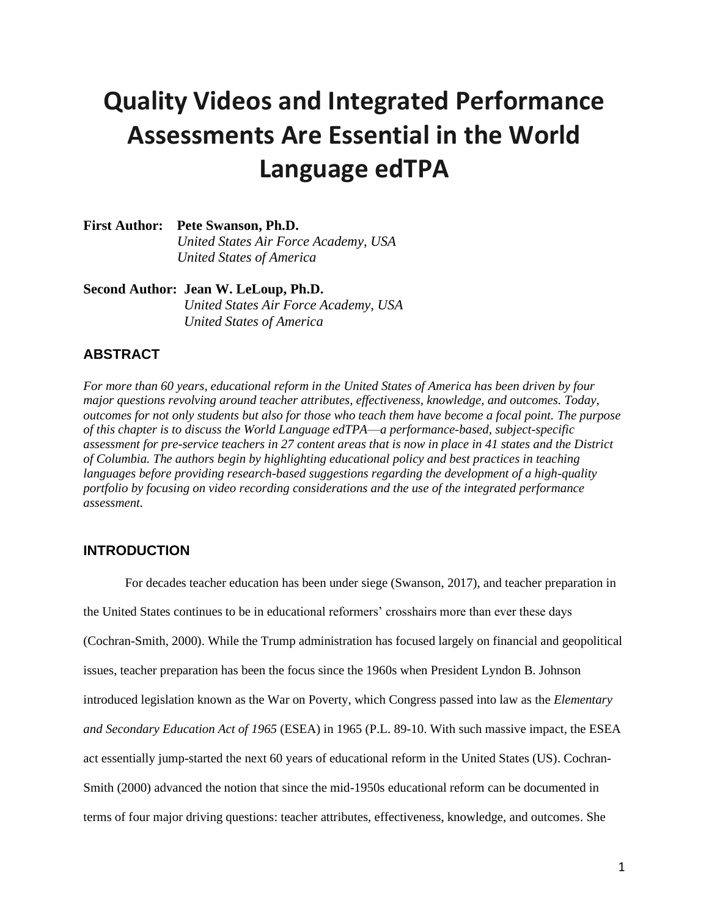# Quality Videos and Integrated Performance Assessments Are Essential in the World Language edTPA

**First Author:** **Pete Swanson, Ph.D.**
*United States Air Force Academy, USA*
*United States of America*

**Second Author:** **Jean W. LeLoup, Ph.D.**
*United States Air Force Academy, USA*
*United States of America*

## ABSTRACT

*For more than 60 years, educational reform in the United States of America has been driven by four major questions revolving around teacher attributes, effectiveness, knowledge, and outcomes. Today, outcomes for not only students but also for those who teach them have become a focal point. The purpose of this chapter is to discuss the World Language edTPA—a performance-based, subject-specific assessment for pre-service teachers in 27 content areas that is now in place in 41 states and the District of Columbia. The authors begin by highlighting educational policy and best practices in teaching languages before providing research-based suggestions regarding the development of a high-quality portfolio by focusing on video recording considerations and the use of the integrated performance assessment.*

## INTRODUCTION

For decades teacher education has been under siege (Swanson, 2017), and teacher preparation in the United States continues to be in educational reformers' crosshairs more than ever these days (Cochran-Smith, 2000). While the Trump administration has focused largely on financial and geopolitical issues, teacher preparation has been the focus since the 1960s when President Lyndon B. Johnson introduced legislation known as the War on Poverty, which Congress passed into law as the *Elementary and Secondary Education Act of 1965* (ESEA) in 1965 (P.L. 89-10. With such massive impact, the ESEA act essentially jump-started the next 60 years of educational reform in the United States (US). Cochran-Smith (2000) advanced the notion that since the mid-1950s educational reform can be documented in terms of four major driving questions: teacher attributes, effectiveness, knowledge, and outcomes. She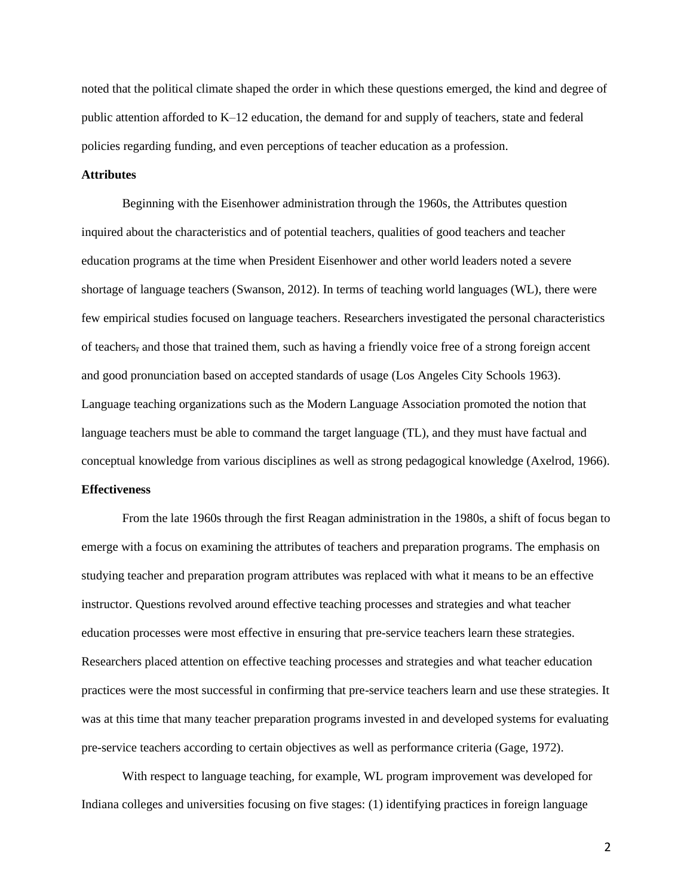noted that the political climate shaped the order in which these questions emerged, the kind and degree of public attention afforded to K–12 education, the demand for and supply of teachers, state and federal policies regarding funding, and even perceptions of teacher education as a profession.

**Attributes**

Beginning with the Eisenhower administration through the 1960s, the Attributes question inquired about the characteristics and of potential teachers, qualities of good teachers and teacher education programs at the time when President Eisenhower and other world leaders noted a severe shortage of language teachers (Swanson, 2012). In terms of teaching world languages (WL), there were few empirical studies focused on language teachers. Researchers investigated the personal characteristics of teachers, and those that trained them, such as having a friendly voice free of a strong foreign accent and good pronunciation based on accepted standards of usage (Los Angeles City Schools 1963). Language teaching organizations such as the Modern Language Association promoted the notion that language teachers must be able to command the target language (TL), and they must have factual and conceptual knowledge from various disciplines as well as strong pedagogical knowledge (Axelrod, 1966).

**Effectiveness**

From the late 1960s through the first Reagan administration in the 1980s, a shift of focus began to emerge with a focus on examining the attributes of teachers and preparation programs. The emphasis on studying teacher and preparation program attributes was replaced with what it means to be an effective instructor. Questions revolved around effective teaching processes and strategies and what teacher education processes were most effective in ensuring that pre-service teachers learn these strategies. Researchers placed attention on effective teaching processes and strategies and what teacher education practices were the most successful in confirming that pre-service teachers learn and use these strategies. It was at this time that many teacher preparation programs invested in and developed systems for evaluating pre-service teachers according to certain objectives as well as performance criteria (Gage, 1972).

With respect to language teaching, for example, WL program improvement was developed for Indiana colleges and universities focusing on five stages: (1) identifying practices in foreign language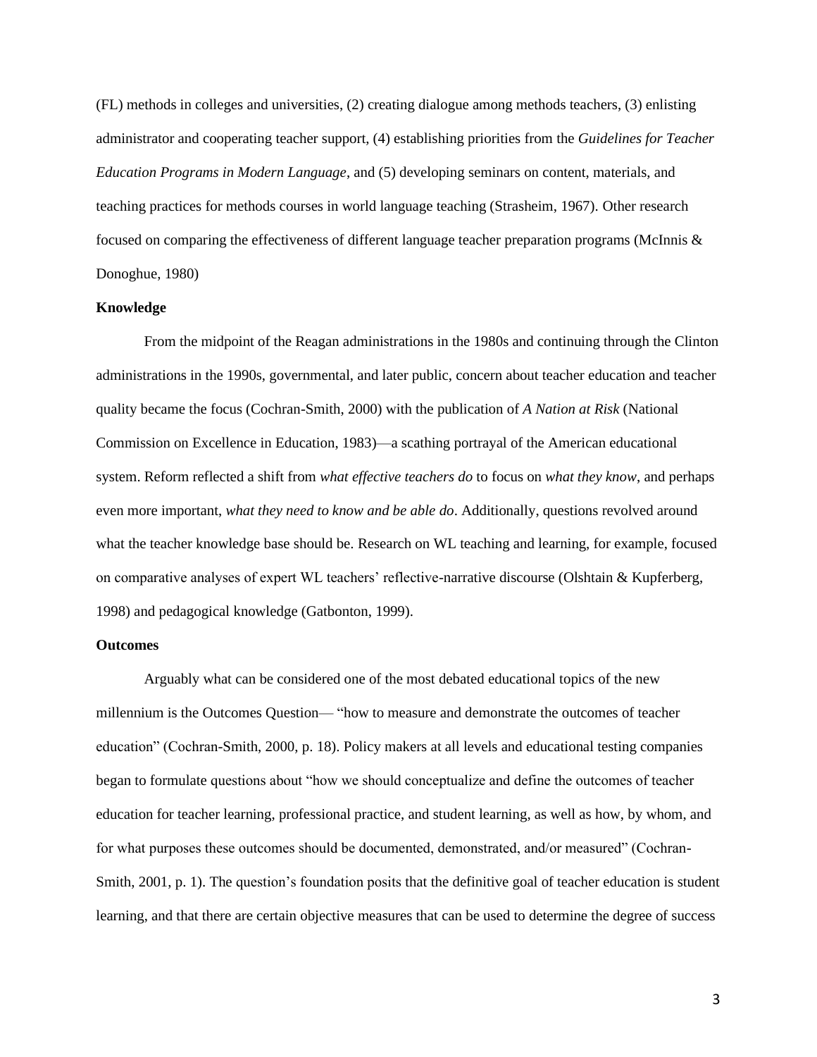(FL) methods in colleges and universities, (2) creating dialogue among methods teachers, (3) enlisting administrator and cooperating teacher support, (4) establishing priorities from the *Guidelines for Teacher Education Programs in Modern Language*, and (5) developing seminars on content, materials, and teaching practices for methods courses in world language teaching (Strasheim, 1967). Other research focused on comparing the effectiveness of different language teacher preparation programs (McInnis & Donoghue, 1980)

**Knowledge**

From the midpoint of the Reagan administrations in the 1980s and continuing through the Clinton administrations in the 1990s, governmental, and later public, concern about teacher education and teacher quality became the focus (Cochran-Smith, 2000) with the publication of *A Nation at Risk* (National Commission on Excellence in Education, 1983)—a scathing portrayal of the American educational system. Reform reflected a shift from *what effective teachers do* to focus on *what they know*, and perhaps even more important, *what they need to know and be able do*. Additionally, questions revolved around what the teacher knowledge base should be. Research on WL teaching and learning, for example, focused on comparative analyses of expert WL teachers' reflective-narrative discourse (Olshtain & Kupferberg, 1998) and pedagogical knowledge (Gatbonton, 1999).

**Outcomes**

Arguably what can be considered one of the most debated educational topics of the new millennium is the Outcomes Question— "how to measure and demonstrate the outcomes of teacher education" (Cochran-Smith, 2000, p. 18). Policy makers at all levels and educational testing companies began to formulate questions about "how we should conceptualize and define the outcomes of teacher education for teacher learning, professional practice, and student learning, as well as how, by whom, and for what purposes these outcomes should be documented, demonstrated, and/or measured" (Cochran-Smith, 2001, p. 1). The question's foundation posits that the definitive goal of teacher education is student learning, and that there are certain objective measures that can be used to determine the degree of success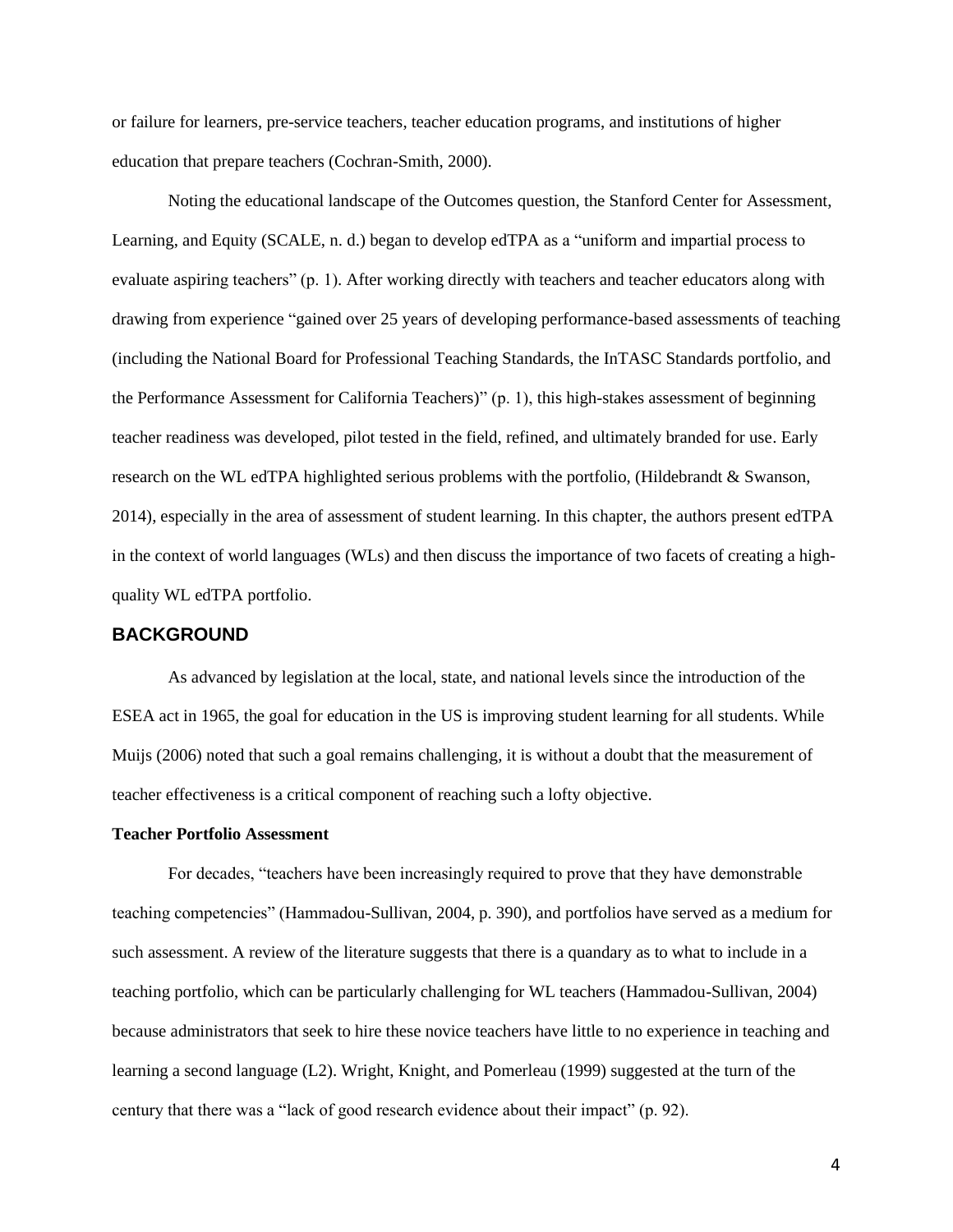or failure for learners, pre-service teachers, teacher education programs, and institutions of higher education that prepare teachers (Cochran-Smith, 2000).

Noting the educational landscape of the Outcomes question, the Stanford Center for Assessment, Learning, and Equity (SCALE, n. d.) began to develop edTPA as a "uniform and impartial process to evaluate aspiring teachers" (p. 1). After working directly with teachers and teacher educators along with drawing from experience "gained over 25 years of developing performance-based assessments of teaching (including the National Board for Professional Teaching Standards, the InTASC Standards portfolio, and the Performance Assessment for California Teachers)" (p. 1), this high-stakes assessment of beginning teacher readiness was developed, pilot tested in the field, refined, and ultimately branded for use. Early research on the WL edTPA highlighted serious problems with the portfolio, (Hildebrandt & Swanson, 2014), especially in the area of assessment of student learning. In this chapter, the authors present edTPA in the context of world languages (WLs) and then discuss the importance of two facets of creating a high-quality WL edTPA portfolio.

## BACKGROUND

As advanced by legislation at the local, state, and national levels since the introduction of the ESEA act in 1965, the goal for education in the US is improving student learning for all students. While Muijs (2006) noted that such a goal remains challenging, it is without a doubt that the measurement of teacher effectiveness is a critical component of reaching such a lofty objective.

### Teacher Portfolio Assessment

For decades, "teachers have been increasingly required to prove that they have demonstrable teaching competencies" (Hammadou-Sullivan, 2004, p. 390), and portfolios have served as a medium for such assessment. A review of the literature suggests that there is a quandary as to what to include in a teaching portfolio, which can be particularly challenging for WL teachers (Hammadou-Sullivan, 2004) because administrators that seek to hire these novice teachers have little to no experience in teaching and learning a second language (L2). Wright, Knight, and Pomerleau (1999) suggested at the turn of the century that there was a "lack of good research evidence about their impact" (p. 92).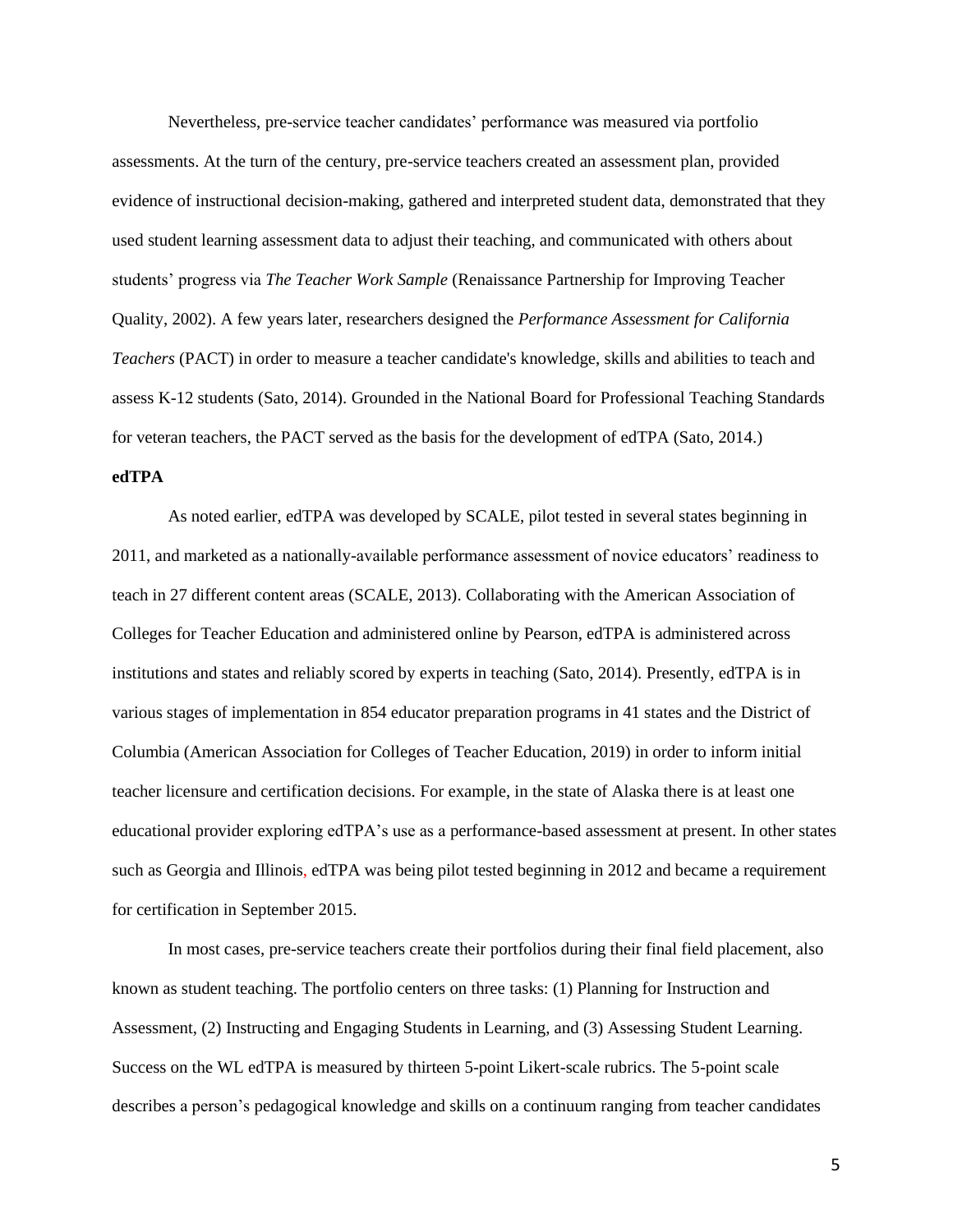Nevertheless, pre-service teacher candidates' performance was measured via portfolio assessments. At the turn of the century, pre-service teachers created an assessment plan, provided evidence of instructional decision-making, gathered and interpreted student data, demonstrated that they used student learning assessment data to adjust their teaching, and communicated with others about students' progress via *The Teacher Work Sample* (Renaissance Partnership for Improving Teacher Quality, 2002). A few years later, researchers designed the *Performance Assessment for California Teachers* (PACT) in order to measure a teacher candidate's knowledge, skills and abilities to teach and assess K-12 students (Sato, 2014). Grounded in the National Board for Professional Teaching Standards for veteran teachers, the PACT served as the basis for the development of edTPA (Sato, 2014.)

**edTPA**

As noted earlier, edTPA was developed by SCALE, pilot tested in several states beginning in 2011, and marketed as a nationally-available performance assessment of novice educators' readiness to teach in 27 different content areas (SCALE, 2013). Collaborating with the American Association of Colleges for Teacher Education and administered online by Pearson, edTPA is administered across institutions and states and reliably scored by experts in teaching (Sato, 2014). Presently, edTPA is in various stages of implementation in 854 educator preparation programs in 41 states and the District of Columbia (American Association for Colleges of Teacher Education, 2019) in order to inform initial teacher licensure and certification decisions. For example, in the state of Alaska there is at least one educational provider exploring edTPA's use as a performance-based assessment at present. In other states such as Georgia and Illinois, edTPA was being pilot tested beginning in 2012 and became a requirement for certification in September 2015.

In most cases, pre-service teachers create their portfolios during their final field placement, also known as student teaching. The portfolio centers on three tasks: (1) Planning for Instruction and Assessment, (2) Instructing and Engaging Students in Learning, and (3) Assessing Student Learning. Success on the WL edTPA is measured by thirteen 5-point Likert-scale rubrics. The 5-point scale describes a person's pedagogical knowledge and skills on a continuum ranging from teacher candidates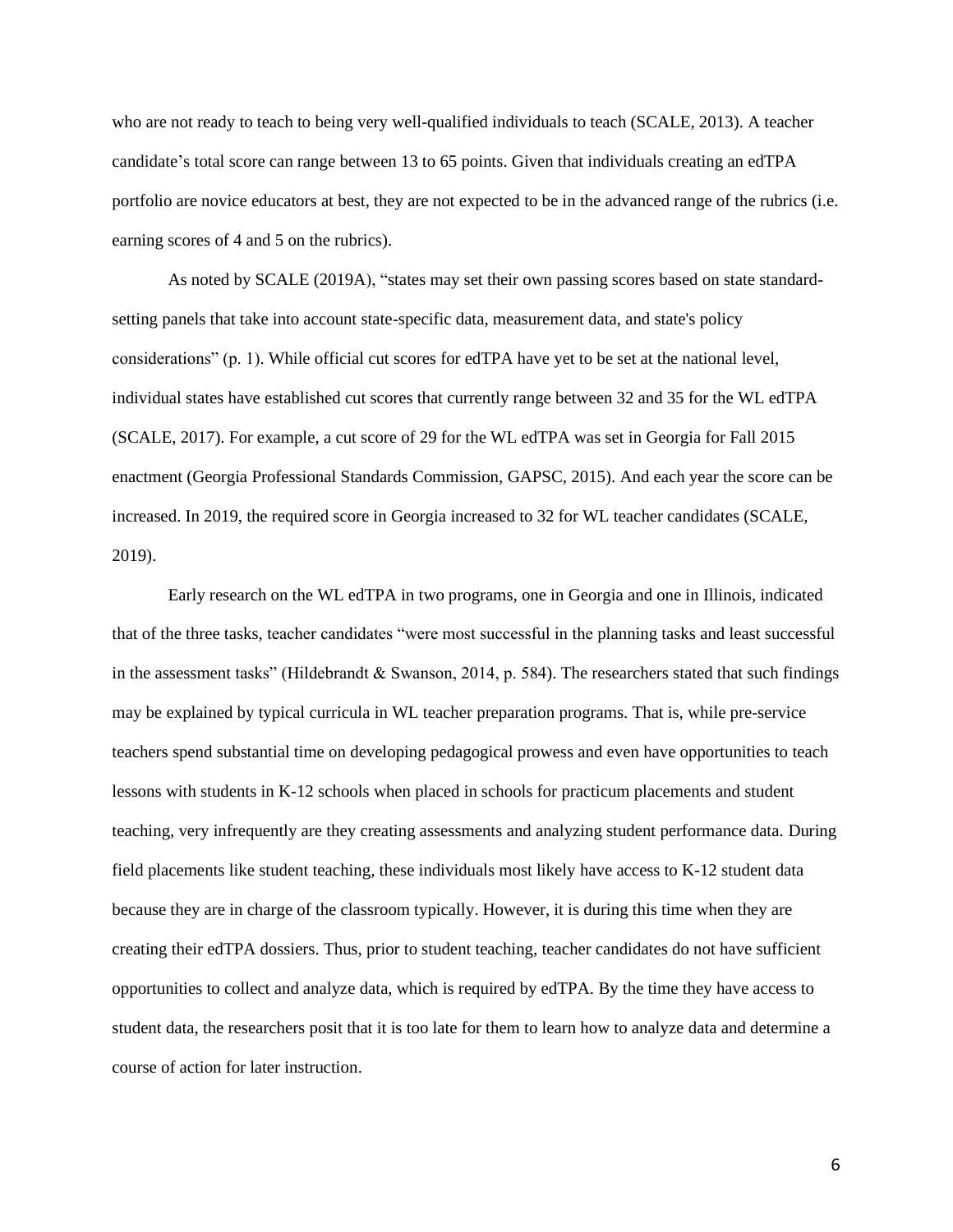who are not ready to teach to being very well-qualified individuals to teach (SCALE, 2013). A teacher candidate's total score can range between 13 to 65 points. Given that individuals creating an edTPA portfolio are novice educators at best, they are not expected to be in the advanced range of the rubrics (i.e. earning scores of 4 and 5 on the rubrics).

As noted by SCALE (2019A), "states may set their own passing scores based on state standard-setting panels that take into account state-specific data, measurement data, and state's policy considerations" (p. 1). While official cut scores for edTPA have yet to be set at the national level, individual states have established cut scores that currently range between 32 and 35 for the WL edTPA (SCALE, 2017). For example, a cut score of 29 for the WL edTPA was set in Georgia for Fall 2015 enactment (Georgia Professional Standards Commission, GAPSC, 2015). And each year the score can be increased. In 2019, the required score in Georgia increased to 32 for WL teacher candidates (SCALE, 2019).

Early research on the WL edTPA in two programs, one in Georgia and one in Illinois, indicated that of the three tasks, teacher candidates "were most successful in the planning tasks and least successful in the assessment tasks" (Hildebrandt & Swanson, 2014, p. 584). The researchers stated that such findings may be explained by typical curricula in WL teacher preparation programs. That is, while pre-service teachers spend substantial time on developing pedagogical prowess and even have opportunities to teach lessons with students in K-12 schools when placed in schools for practicum placements and student teaching, very infrequently are they creating assessments and analyzing student performance data. During field placements like student teaching, these individuals most likely have access to K-12 student data because they are in charge of the classroom typically. However, it is during this time when they are creating their edTPA dossiers. Thus, prior to student teaching, teacher candidates do not have sufficient opportunities to collect and analyze data, which is required by edTPA. By the time they have access to student data, the researchers posit that it is too late for them to learn how to analyze data and determine a course of action for later instruction.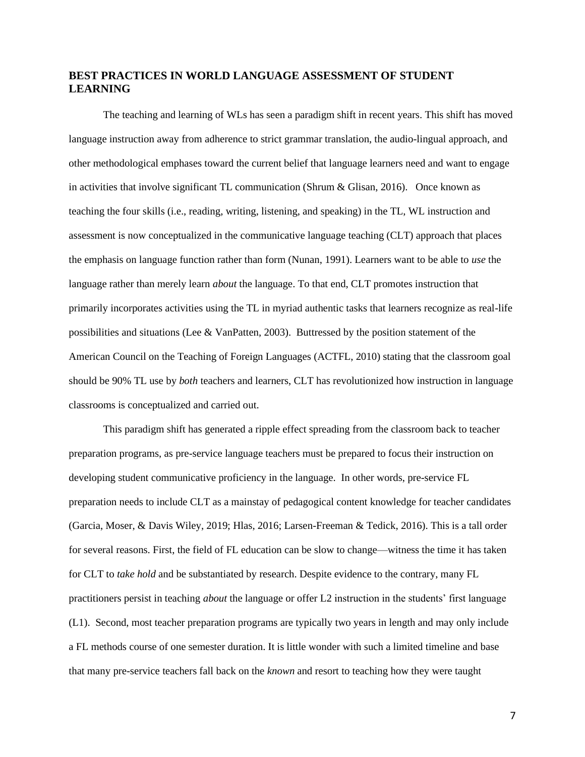## BEST PRACTICES IN WORLD LANGUAGE ASSESSMENT OF STUDENT LEARNING

The teaching and learning of WLs has seen a paradigm shift in recent years. This shift has moved language instruction away from adherence to strict grammar translation, the audio-lingual approach, and other methodological emphases toward the current belief that language learners need and want to engage in activities that involve significant TL communication (Shrum & Glisan, 2016). Once known as teaching the four skills (i.e., reading, writing, listening, and speaking) in the TL, WL instruction and assessment is now conceptualized in the communicative language teaching (CLT) approach that places the emphasis on language function rather than form (Nunan, 1991). Learners want to be able to *use* the language rather than merely learn *about* the language. To that end, CLT promotes instruction that primarily incorporates activities using the TL in myriad authentic tasks that learners recognize as real-life possibilities and situations (Lee & VanPatten, 2003). Buttressed by the position statement of the American Council on the Teaching of Foreign Languages (ACTFL, 2010) stating that the classroom goal should be 90% TL use by *both* teachers and learners, CLT has revolutionized how instruction in language classrooms is conceptualized and carried out.

This paradigm shift has generated a ripple effect spreading from the classroom back to teacher preparation programs, as pre-service language teachers must be prepared to focus their instruction on developing student communicative proficiency in the language. In other words, pre-service FL preparation needs to include CLT as a mainstay of pedagogical content knowledge for teacher candidates (Garcia, Moser, & Davis Wiley, 2019; Hlas, 2016; Larsen-Freeman & Tedick, 2016). This is a tall order for several reasons. First, the field of FL education can be slow to change—witness the time it has taken for CLT to *take hold* and be substantiated by research. Despite evidence to the contrary, many FL practitioners persist in teaching *about* the language or offer L2 instruction in the students' first language (L1). Second, most teacher preparation programs are typically two years in length and may only include a FL methods course of one semester duration. It is little wonder with such a limited timeline and base that many pre-service teachers fall back on the *known* and resort to teaching how they were taught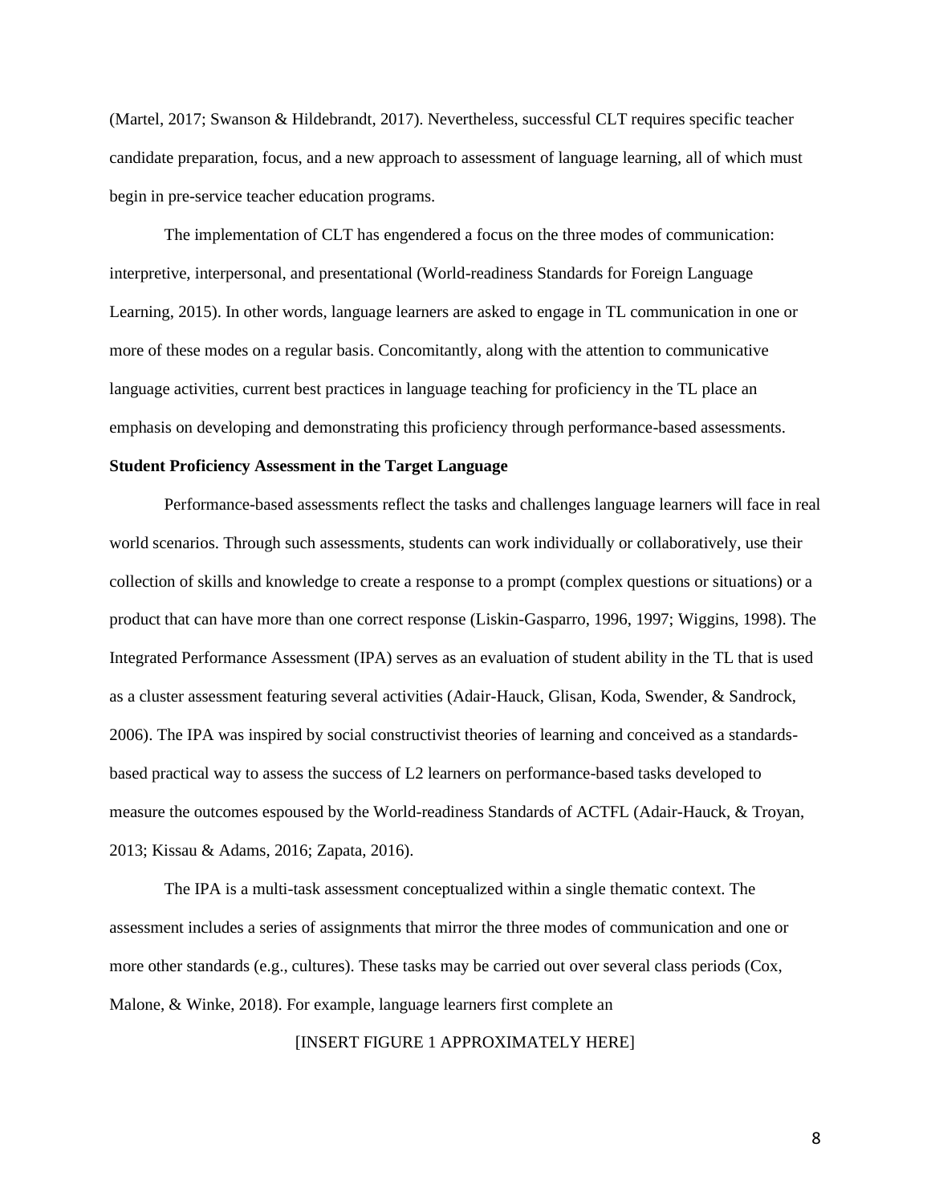(Martel, 2017; Swanson & Hildebrandt, 2017). Nevertheless, successful CLT requires specific teacher candidate preparation, focus, and a new approach to assessment of language learning, all of which must begin in pre-service teacher education programs.

The implementation of CLT has engendered a focus on the three modes of communication: interpretive, interpersonal, and presentational (World-readiness Standards for Foreign Language Learning, 2015). In other words, language learners are asked to engage in TL communication in one or more of these modes on a regular basis. Concomitantly, along with the attention to communicative language activities, current best practices in language teaching for proficiency in the TL place an emphasis on developing and demonstrating this proficiency through performance-based assessments.

**Student Proficiency Assessment in the Target Language**

Performance-based assessments reflect the tasks and challenges language learners will face in real world scenarios. Through such assessments, students can work individually or collaboratively, use their collection of skills and knowledge to create a response to a prompt (complex questions or situations) or a product that can have more than one correct response (Liskin-Gasparro, 1996, 1997; Wiggins, 1998). The Integrated Performance Assessment (IPA) serves as an evaluation of student ability in the TL that is used as a cluster assessment featuring several activities (Adair-Hauck, Glisan, Koda, Swender, & Sandrock, 2006). The IPA was inspired by social constructivist theories of learning and conceived as a standards-based practical way to assess the success of L2 learners on performance-based tasks developed to measure the outcomes espoused by the World-readiness Standards of ACTFL (Adair-Hauck, & Troyan, 2013; Kissau & Adams, 2016; Zapata, 2016).

The IPA is a multi-task assessment conceptualized within a single thematic context. The assessment includes a series of assignments that mirror the three modes of communication and one or more other standards (e.g., cultures). These tasks may be carried out over several class periods (Cox, Malone, & Winke, 2018). For example, language learners first complete an

[INSERT FIGURE 1 APPROXIMATELY HERE]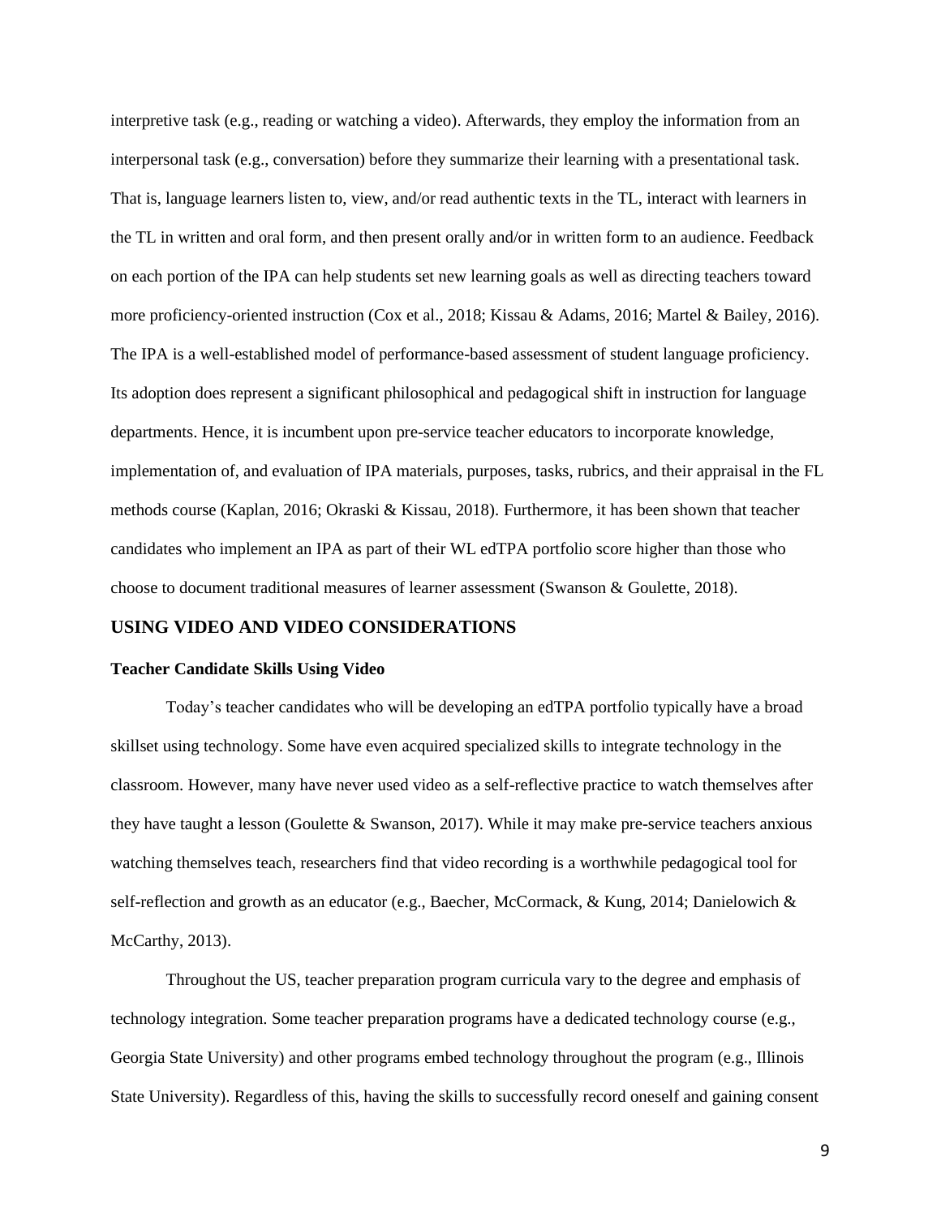interpretive task (e.g., reading or watching a video). Afterwards, they employ the information from an interpersonal task (e.g., conversation) before they summarize their learning with a presentational task. That is, language learners listen to, view, and/or read authentic texts in the TL, interact with learners in the TL in written and oral form, and then present orally and/or in written form to an audience. Feedback on each portion of the IPA can help students set new learning goals as well as directing teachers toward more proficiency-oriented instruction (Cox et al., 2018; Kissau & Adams, 2016; Martel & Bailey, 2016). The IPA is a well-established model of performance-based assessment of student language proficiency. Its adoption does represent a significant philosophical and pedagogical shift in instruction for language departments. Hence, it is incumbent upon pre-service teacher educators to incorporate knowledge, implementation of, and evaluation of IPA materials, purposes, tasks, rubrics, and their appraisal in the FL methods course (Kaplan, 2016; Okraski & Kissau, 2018). Furthermore, it has been shown that teacher candidates who implement an IPA as part of their WL edTPA portfolio score higher than those who choose to document traditional measures of learner assessment (Swanson & Goulette, 2018).

## USING VIDEO AND VIDEO CONSIDERATIONS

### Teacher Candidate Skills Using Video

Today's teacher candidates who will be developing an edTPA portfolio typically have a broad skillset using technology. Some have even acquired specialized skills to integrate technology in the classroom. However, many have never used video as a self-reflective practice to watch themselves after they have taught a lesson (Goulette & Swanson, 2017). While it may make pre-service teachers anxious watching themselves teach, researchers find that video recording is a worthwhile pedagogical tool for self-reflection and growth as an educator (e.g., Baecher, McCormack, & Kung, 2014; Danielowich & McCarthy, 2013).

Throughout the US, teacher preparation program curricula vary to the degree and emphasis of technology integration. Some teacher preparation programs have a dedicated technology course (e.g., Georgia State University) and other programs embed technology throughout the program (e.g., Illinois State University). Regardless of this, having the skills to successfully record oneself and gaining consent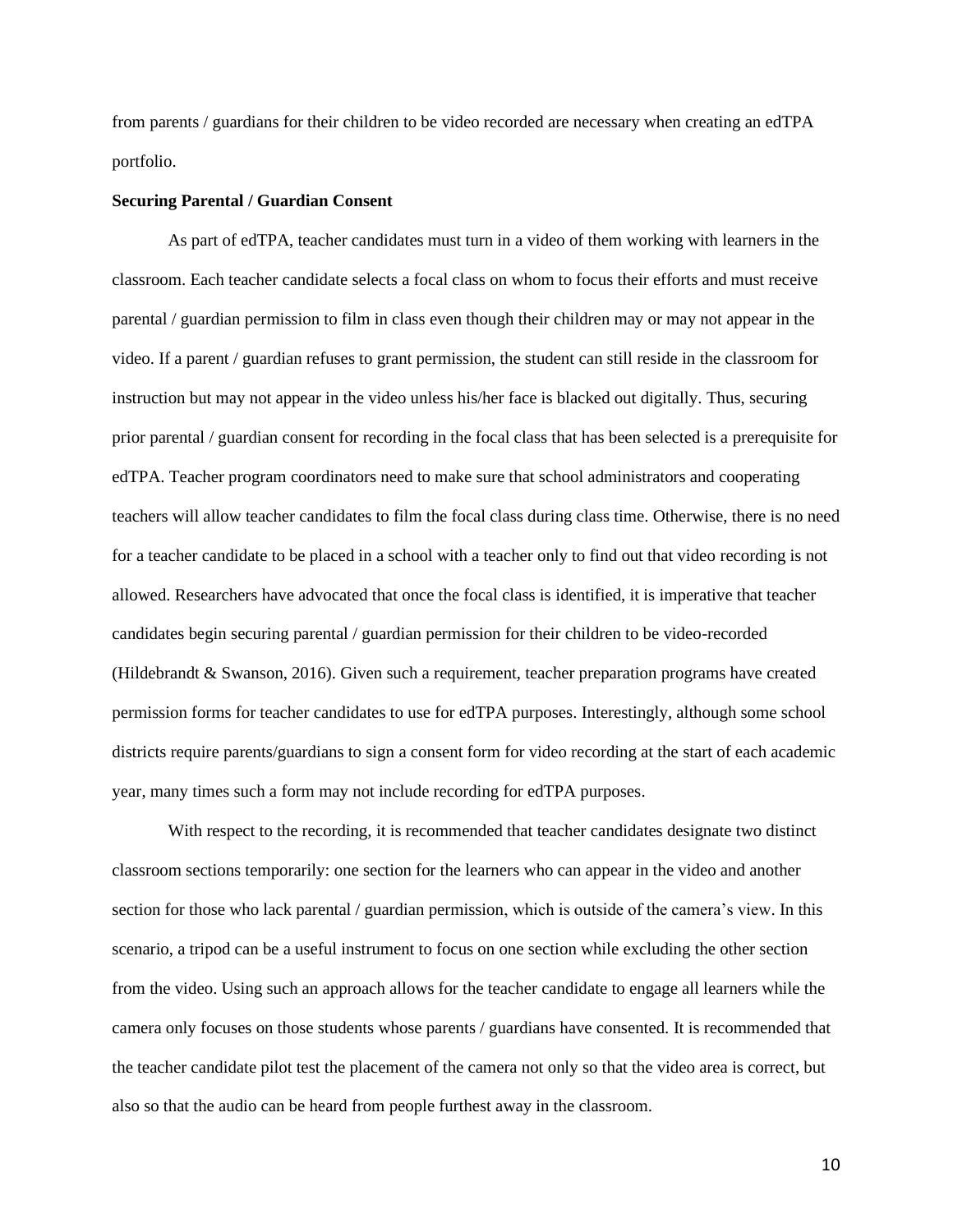from parents / guardians for their children to be video recorded are necessary when creating an edTPA portfolio.

**Securing Parental / Guardian Consent**

As part of edTPA, teacher candidates must turn in a video of them working with learners in the classroom. Each teacher candidate selects a focal class on whom to focus their efforts and must receive parental / guardian permission to film in class even though their children may or may not appear in the video. If a parent / guardian refuses to grant permission, the student can still reside in the classroom for instruction but may not appear in the video unless his/her face is blacked out digitally. Thus, securing prior parental / guardian consent for recording in the focal class that has been selected is a prerequisite for edTPA. Teacher program coordinators need to make sure that school administrators and cooperating teachers will allow teacher candidates to film the focal class during class time. Otherwise, there is no need for a teacher candidate to be placed in a school with a teacher only to find out that video recording is not allowed. Researchers have advocated that once the focal class is identified, it is imperative that teacher candidates begin securing parental / guardian permission for their children to be video-recorded (Hildebrandt & Swanson, 2016). Given such a requirement, teacher preparation programs have created permission forms for teacher candidates to use for edTPA purposes. Interestingly, although some school districts require parents/guardians to sign a consent form for video recording at the start of each academic year, many times such a form may not include recording for edTPA purposes.

With respect to the recording, it is recommended that teacher candidates designate two distinct classroom sections temporarily: one section for the learners who can appear in the video and another section for those who lack parental / guardian permission, which is outside of the camera's view. In this scenario, a tripod can be a useful instrument to focus on one section while excluding the other section from the video. Using such an approach allows for the teacher candidate to engage all learners while the camera only focuses on those students whose parents / guardians have consented. It is recommended that the teacher candidate pilot test the placement of the camera not only so that the video area is correct, but also so that the audio can be heard from people furthest away in the classroom.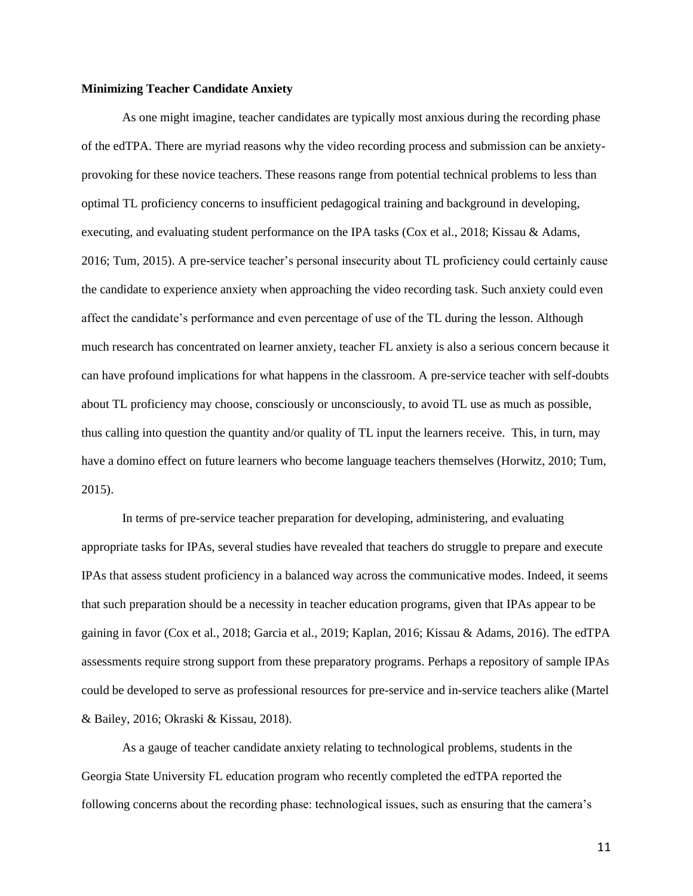**Minimizing Teacher Candidate Anxiety**

As one might imagine, teacher candidates are typically most anxious during the recording phase of the edTPA. There are myriad reasons why the video recording process and submission can be anxiety-provoking for these novice teachers. These reasons range from potential technical problems to less than optimal TL proficiency concerns to insufficient pedagogical training and background in developing, executing, and evaluating student performance on the IPA tasks (Cox et al., 2018; Kissau & Adams, 2016; Tum, 2015). A pre-service teacher's personal insecurity about TL proficiency could certainly cause the candidate to experience anxiety when approaching the video recording task. Such anxiety could even affect the candidate's performance and even percentage of use of the TL during the lesson. Although much research has concentrated on learner anxiety, teacher FL anxiety is also a serious concern because it can have profound implications for what happens in the classroom. A pre-service teacher with self-doubts about TL proficiency may choose, consciously or unconsciously, to avoid TL use as much as possible, thus calling into question the quantity and/or quality of TL input the learners receive. This, in turn, may have a domino effect on future learners who become language teachers themselves (Horwitz, 2010; Tum, 2015).

In terms of pre-service teacher preparation for developing, administering, and evaluating appropriate tasks for IPAs, several studies have revealed that teachers do struggle to prepare and execute IPAs that assess student proficiency in a balanced way across the communicative modes. Indeed, it seems that such preparation should be a necessity in teacher education programs, given that IPAs appear to be gaining in favor (Cox et al., 2018; Garcia et al., 2019; Kaplan, 2016; Kissau & Adams, 2016). The edTPA assessments require strong support from these preparatory programs. Perhaps a repository of sample IPAs could be developed to serve as professional resources for pre-service and in-service teachers alike (Martel & Bailey, 2016; Okraski & Kissau, 2018).

As a gauge of teacher candidate anxiety relating to technological problems, students in the Georgia State University FL education program who recently completed the edTPA reported the following concerns about the recording phase: technological issues, such as ensuring that the camera's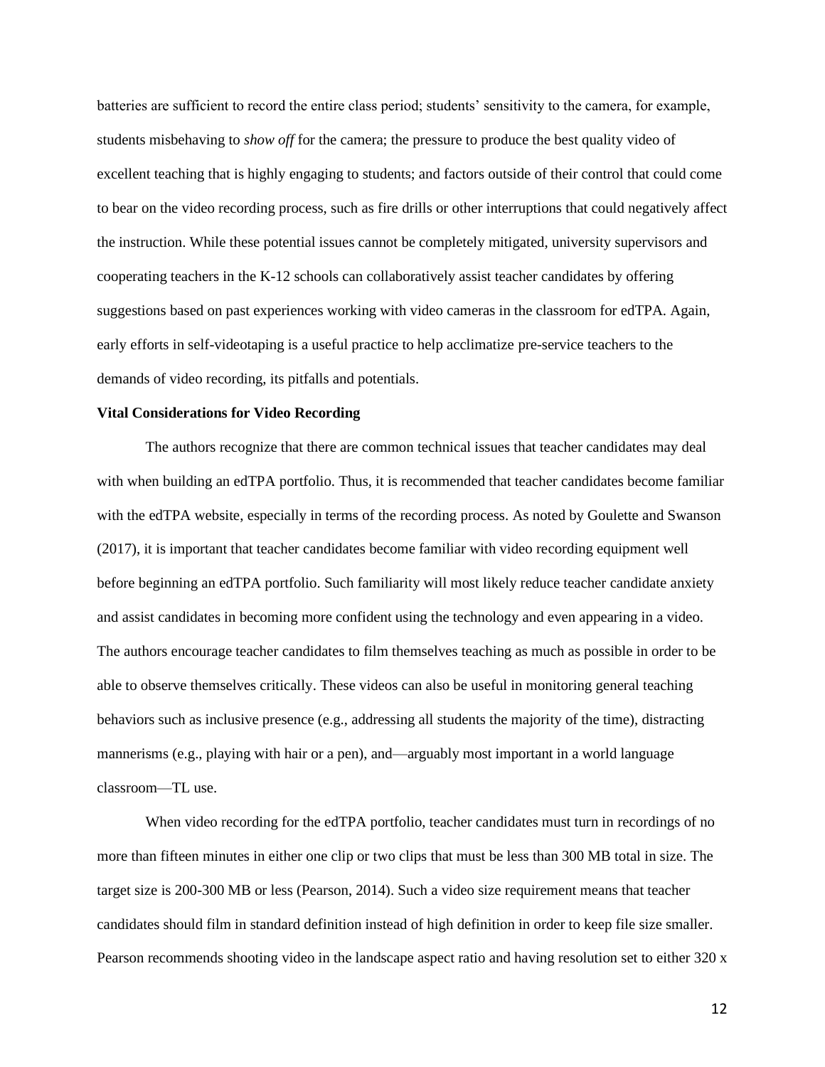batteries are sufficient to record the entire class period; students' sensitivity to the camera, for example, students misbehaving to *show off* for the camera; the pressure to produce the best quality video of excellent teaching that is highly engaging to students; and factors outside of their control that could come to bear on the video recording process, such as fire drills or other interruptions that could negatively affect the instruction. While these potential issues cannot be completely mitigated, university supervisors and cooperating teachers in the K-12 schools can collaboratively assist teacher candidates by offering suggestions based on past experiences working with video cameras in the classroom for edTPA. Again, early efforts in self-videotaping is a useful practice to help acclimatize pre-service teachers to the demands of video recording, its pitfalls and potentials.

**Vital Considerations for Video Recording**

The authors recognize that there are common technical issues that teacher candidates may deal with when building an edTPA portfolio. Thus, it is recommended that teacher candidates become familiar with the edTPA website, especially in terms of the recording process. As noted by Goulette and Swanson (2017), it is important that teacher candidates become familiar with video recording equipment well before beginning an edTPA portfolio. Such familiarity will most likely reduce teacher candidate anxiety and assist candidates in becoming more confident using the technology and even appearing in a video. The authors encourage teacher candidates to film themselves teaching as much as possible in order to be able to observe themselves critically. These videos can also be useful in monitoring general teaching behaviors such as inclusive presence (e.g., addressing all students the majority of the time), distracting mannerisms (e.g., playing with hair or a pen), and—arguably most important in a world language classroom—TL use.

When video recording for the edTPA portfolio, teacher candidates must turn in recordings of no more than fifteen minutes in either one clip or two clips that must be less than 300 MB total in size. The target size is 200-300 MB or less (Pearson, 2014). Such a video size requirement means that teacher candidates should film in standard definition instead of high definition in order to keep file size smaller. Pearson recommends shooting video in the landscape aspect ratio and having resolution set to either 320 x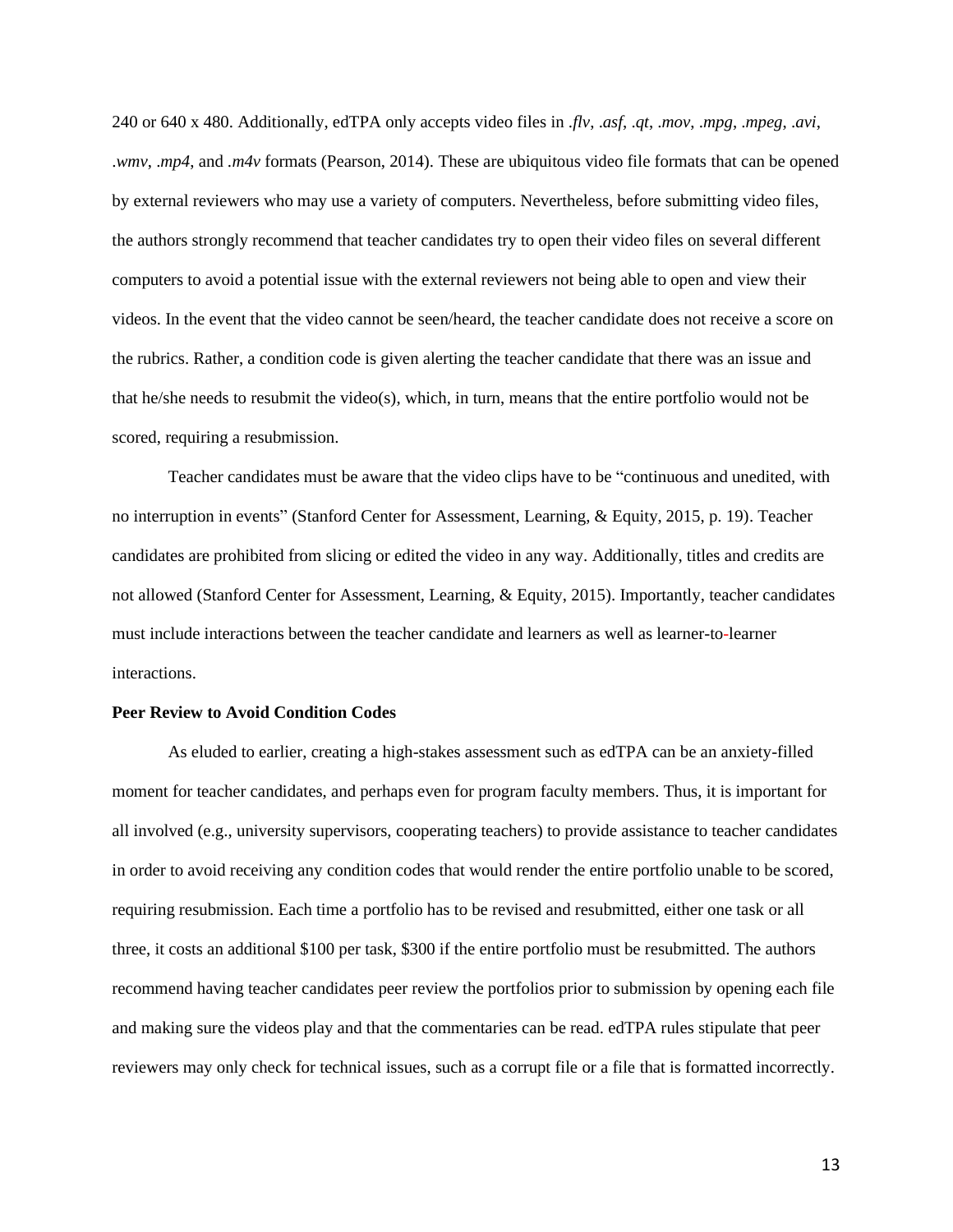240 or 640 x 480. Additionally, edTPA only accepts video files in *.flv*, *.asf*, *.qt*, *.mov*, *.mpg*, *.mpeg*, *.avi*, *.wmv*, *.mp4*, and *.m4v* formats (Pearson, 2014). These are ubiquitous video file formats that can be opened by external reviewers who may use a variety of computers. Nevertheless, before submitting video files, the authors strongly recommend that teacher candidates try to open their video files on several different computers to avoid a potential issue with the external reviewers not being able to open and view their videos. In the event that the video cannot be seen/heard, the teacher candidate does not receive a score on the rubrics. Rather, a condition code is given alerting the teacher candidate that there was an issue and that he/she needs to resubmit the video(s), which, in turn, means that the entire portfolio would not be scored, requiring a resubmission.

Teacher candidates must be aware that the video clips have to be "continuous and unedited, with no interruption in events" (Stanford Center for Assessment, Learning, & Equity, 2015, p. 19). Teacher candidates are prohibited from slicing or edited the video in any way. Additionally, titles and credits are not allowed (Stanford Center for Assessment, Learning, & Equity, 2015). Importantly, teacher candidates must include interactions between the teacher candidate and learners as well as learner-to-learner interactions.

**Peer Review to Avoid Condition Codes**

As eluded to earlier, creating a high-stakes assessment such as edTPA can be an anxiety-filled moment for teacher candidates, and perhaps even for program faculty members. Thus, it is important for all involved (e.g., university supervisors, cooperating teachers) to provide assistance to teacher candidates in order to avoid receiving any condition codes that would render the entire portfolio unable to be scored, requiring resubmission. Each time a portfolio has to be revised and resubmitted, either one task or all three, it costs an additional $100 per task, $300 if the entire portfolio must be resubmitted. The authors recommend having teacher candidates peer review the portfolios prior to submission by opening each file and making sure the videos play and that the commentaries can be read. edTPA rules stipulate that peer reviewers may only check for technical issues, such as a corrupt file or a file that is formatted incorrectly.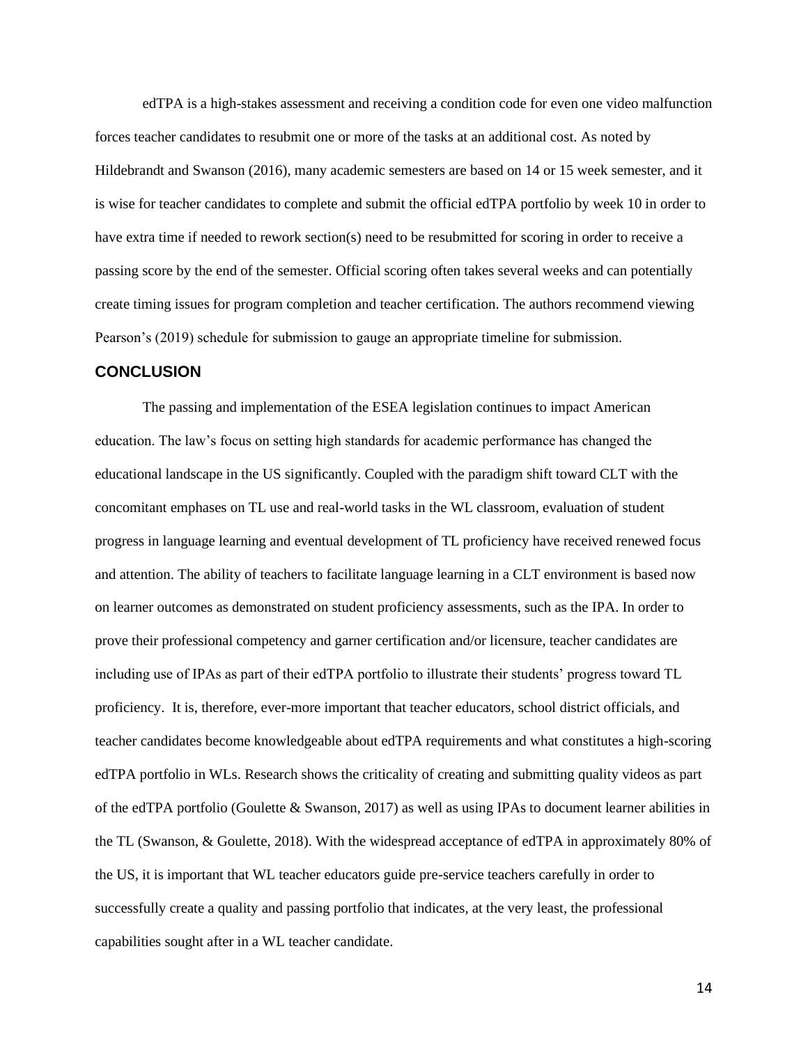edTPA is a high-stakes assessment and receiving a condition code for even one video malfunction forces teacher candidates to resubmit one or more of the tasks at an additional cost. As noted by Hildebrandt and Swanson (2016), many academic semesters are based on 14 or 15 week semester, and it is wise for teacher candidates to complete and submit the official edTPA portfolio by week 10 in order to have extra time if needed to rework section(s) need to be resubmitted for scoring in order to receive a passing score by the end of the semester. Official scoring often takes several weeks and can potentially create timing issues for program completion and teacher certification. The authors recommend viewing Pearson's (2019) schedule for submission to gauge an appropriate timeline for submission.

## CONCLUSION

The passing and implementation of the ESEA legislation continues to impact American education. The law's focus on setting high standards for academic performance has changed the educational landscape in the US significantly. Coupled with the paradigm shift toward CLT with the concomitant emphases on TL use and real-world tasks in the WL classroom, evaluation of student progress in language learning and eventual development of TL proficiency have received renewed focus and attention. The ability of teachers to facilitate language learning in a CLT environment is based now on learner outcomes as demonstrated on student proficiency assessments, such as the IPA. In order to prove their professional competency and garner certification and/or licensure, teacher candidates are including use of IPAs as part of their edTPA portfolio to illustrate their students' progress toward TL proficiency. It is, therefore, ever-more important that teacher educators, school district officials, and teacher candidates become knowledgeable about edTPA requirements and what constitutes a high-scoring edTPA portfolio in WLs. Research shows the criticality of creating and submitting quality videos as part of the edTPA portfolio (Goulette & Swanson, 2017) as well as using IPAs to document learner abilities in the TL (Swanson, & Goulette, 2018). With the widespread acceptance of edTPA in approximately 80% of the US, it is important that WL teacher educators guide pre-service teachers carefully in order to successfully create a quality and passing portfolio that indicates, at the very least, the professional capabilities sought after in a WL teacher candidate.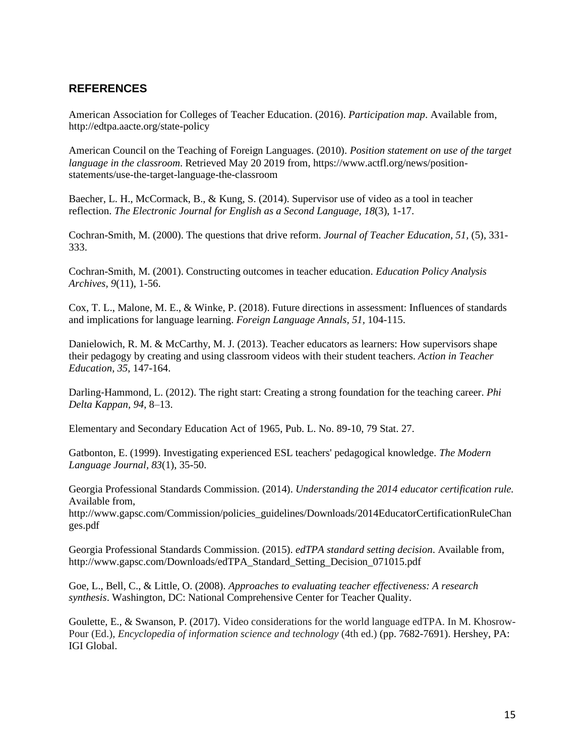## REFERENCES

American Association for Colleges of Teacher Education. (2016). *Participation map*. Available from, http://edtpa.aacte.org/state-policy

American Council on the Teaching of Foreign Languages. (2010). *Position statement on use of the target language in the classroom*. Retrieved May 20 2019 from, https://www.actfl.org/news/position-statements/use-the-target-language-the-classroom

Baecher, L. H., McCormack, B., & Kung, S. (2014). Supervisor use of video as a tool in teacher reflection. *The Electronic Journal for English as a Second Language, 18*(3), 1-17.

Cochran-Smith, M. (2000). The questions that drive reform. *Journal of Teacher Education, 51*, (5), 331-333.

Cochran-Smith, M. (2001). Constructing outcomes in teacher education. *Education Policy Analysis Archives, 9*(11), 1-56.

Cox, T. L., Malone, M. E., & Winke, P. (2018). Future directions in assessment: Influences of standards and implications for language learning. *Foreign Language Annals, 51*, 104-115.

Danielowich, R. M. & McCarthy, M. J. (2013). Teacher educators as learners: How supervisors shape their pedagogy by creating and using classroom videos with their student teachers. *Action in Teacher Education, 35*, 147-164.

Darling-Hammond, L. (2012). The right start: Creating a strong foundation for the teaching career. *Phi Delta Kappan, 94*, 8–13.

Elementary and Secondary Education Act of 1965, Pub. L. No. 89-10, 79 Stat. 27.

Gatbonton, E. (1999). Investigating experienced ESL teachers' pedagogical knowledge. *The Modern Language Journal, 83*(1), 35-50.

Georgia Professional Standards Commission. (2014). *Understanding the 2014 educator certification rule.* Available from, http://www.gapsc.com/Commission/policies_guidelines/Downloads/2014EducatorCertificationRuleChanges.pdf

Georgia Professional Standards Commission. (2015). *edTPA standard setting decision*. Available from, http://www.gapsc.com/Downloads/edTPA_Standard_Setting_Decision_071015.pdf

Goe, L., Bell, C., & Little, O. (2008). *Approaches to evaluating teacher effectiveness: A research synthesis*. Washington, DC: National Comprehensive Center for Teacher Quality.

Goulette, E., & Swanson, P. (2017). Video considerations for the world language edTPA. In M. Khosrow-Pour (Ed.), *Encyclopedia of information science and technology* (4th ed.) (pp. 7682-7691). Hershey, PA: IGI Global.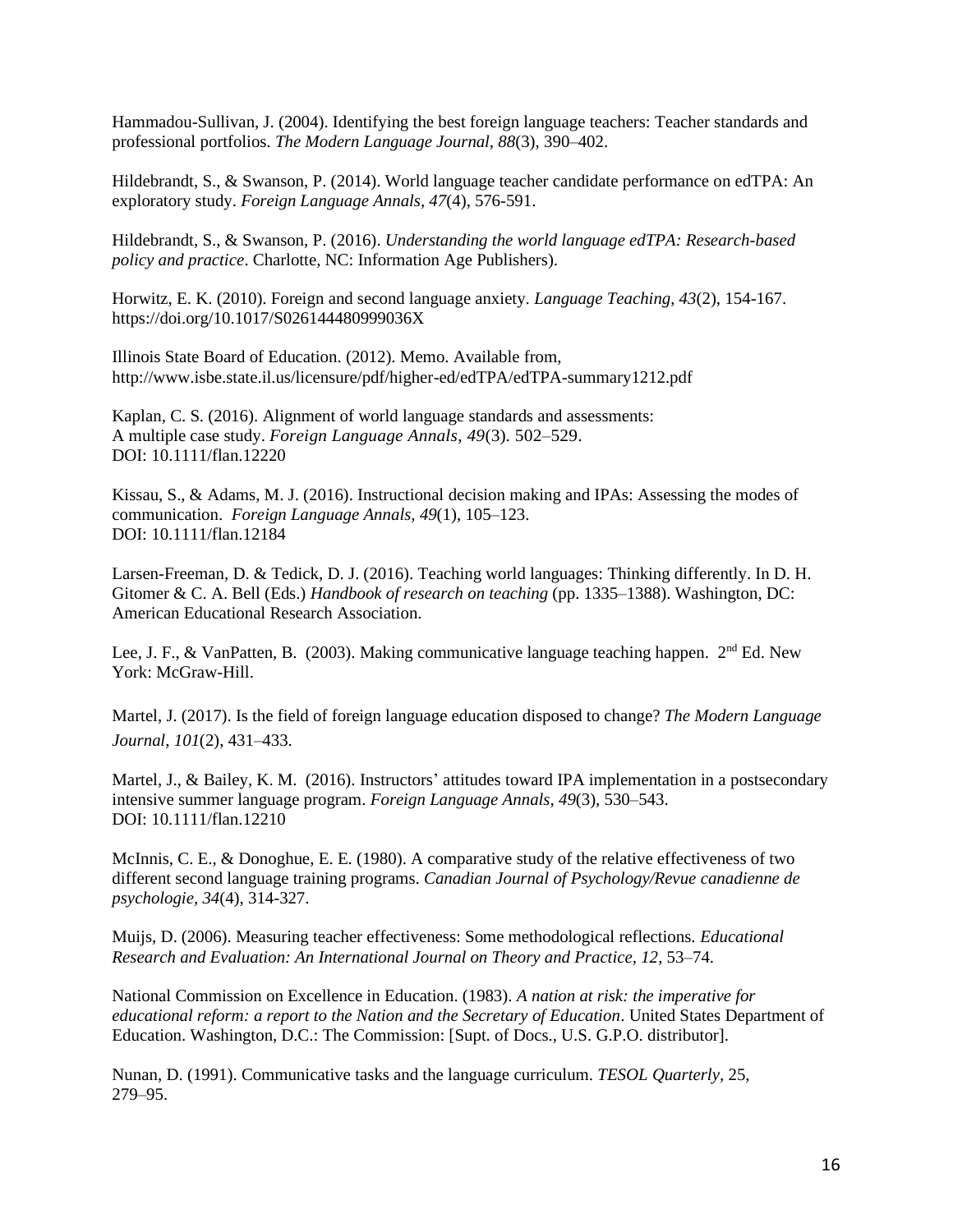Hammadou-Sullivan, J. (2004). Identifying the best foreign language teachers: Teacher standards and professional portfolios. *The Modern Language Journal, 88*(3), 390–402.

Hildebrandt, S., & Swanson, P. (2014). World language teacher candidate performance on edTPA: An exploratory study. *Foreign Language Annals, 47*(4), 576-591.

Hildebrandt, S., & Swanson, P. (2016). *Understanding the world language edTPA: Research-based policy and practice*. Charlotte, NC: Information Age Publishers).

Horwitz, E. K. (2010). Foreign and second language anxiety. *Language Teaching, 43*(2), 154-167. https://doi.org/10.1017/S026144480999036X

Illinois State Board of Education. (2012). Memo. Available from, http://www.isbe.state.il.us/licensure/pdf/higher-ed/edTPA/edTPA-summary1212.pdf

Kaplan, C. S. (2016). Alignment of world language standards and assessments: A multiple case study. *Foreign Language Annals, 49*(3). 502–529. DOI: 10.1111/flan.12220

Kissau, S., & Adams, M. J. (2016). Instructional decision making and IPAs: Assessing the modes of communication. *Foreign Language Annals, 49*(1), 105–123. DOI: 10.1111/flan.12184

Larsen-Freeman, D. & Tedick, D. J. (2016). Teaching world languages: Thinking differently. In D. H. Gitomer & C. A. Bell (Eds.) *Handbook of research on teaching* (pp. 1335–1388). Washington, DC: American Educational Research Association.

Lee, J. F., & VanPatten, B. (2003). Making communicative language teaching happen. 2nd Ed. New York: McGraw-Hill.

Martel, J. (2017). Is the field of foreign language education disposed to change? *The Modern Language Journal, 101*(2), 431–433.

Martel, J., & Bailey, K. M. (2016). Instructors' attitudes toward IPA implementation in a postsecondary intensive summer language program. *Foreign Language Annals, 49*(3), 530–543. DOI: 10.1111/flan.12210

McInnis, C. E., & Donoghue, E. E. (1980). A comparative study of the relative effectiveness of two different second language training programs. *Canadian Journal of Psychology/Revue canadienne de psychologie, 34*(4), 314-327.

Muijs, D. (2006). Measuring teacher effectiveness: Some methodological reflections. *Educational Research and Evaluation: An International Journal on Theory and Practice, 12*, 53–74.

National Commission on Excellence in Education. (1983). *A nation at risk: the imperative for educational reform: a report to the Nation and the Secretary of Education*. United States Department of Education. Washington, D.C.: The Commission: [Supt. of Docs., U.S. G.P.O. distributor].

Nunan, D. (1991). Communicative tasks and the language curriculum. *TESOL Quarterly*, 25, 279–95.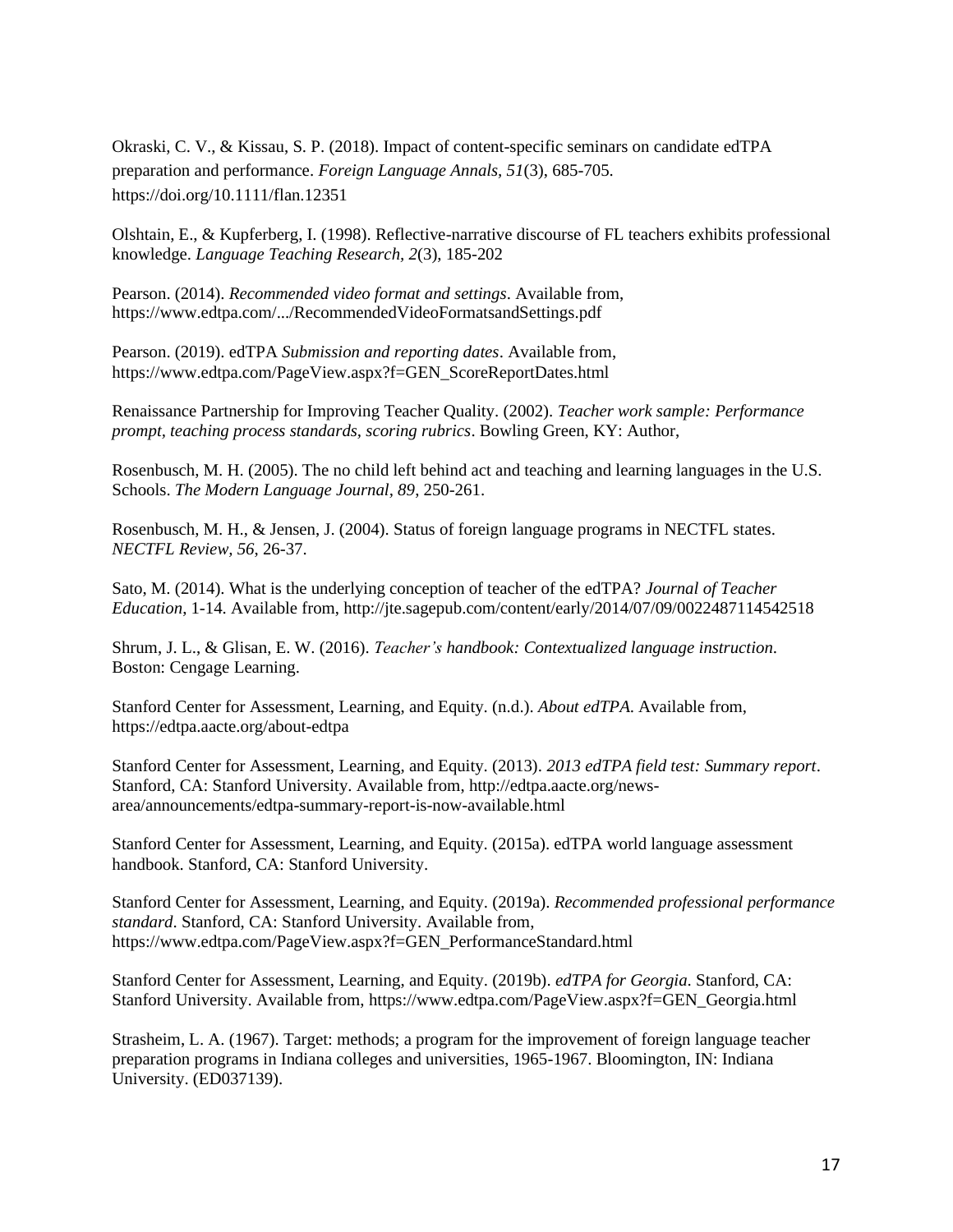Okraski, C. V., & Kissau, S. P. (2018). Impact of content-specific seminars on candidate edTPA preparation and performance. *Foreign Language Annals, 51*(3), 685-705. https://doi.org/10.1111/flan.12351

Olshtain, E., & Kupferberg, I. (1998). Reflective-narrative discourse of FL teachers exhibits professional knowledge. *Language Teaching Research, 2*(3), 185-202

Pearson. (2014). *Recommended video format and settings*. Available from, https://www.edtpa.com/.../RecommendedVideoFormatsandSettings.pdf

Pearson. (2019). edTPA *Submission and reporting dates*. Available from, https://www.edtpa.com/PageView.aspx?f=GEN_ScoreReportDates.html

Renaissance Partnership for Improving Teacher Quality. (2002). *Teacher work sample: Performance prompt, teaching process standards, scoring rubrics*. Bowling Green, KY: Author,

Rosenbusch, M. H. (2005). The no child left behind act and teaching and learning languages in the U.S. Schools. *The Modern Language Journal, 89*, 250-261.

Rosenbusch, M. H., & Jensen, J. (2004). Status of foreign language programs in NECTFL states. *NECTFL Review, 56*, 26-37.

Sato, M. (2014). What is the underlying conception of teacher of the edTPA? *Journal of Teacher Education*, 1-14. Available from, http://jte.sagepub.com/content/early/2014/07/09/0022487114542518

Shrum, J. L., & Glisan, E. W. (2016). *Teacher's handbook: Contextualized language instruction*. Boston: Cengage Learning.

Stanford Center for Assessment, Learning, and Equity. (n.d.). *About edTPA*. Available from, https://edtpa.aacte.org/about-edtpa

Stanford Center for Assessment, Learning, and Equity. (2013). *2013 edTPA field test: Summary report*. Stanford, CA: Stanford University. Available from, http://edtpa.aacte.org/news-area/announcements/edtpa-summary-report-is-now-available.html

Stanford Center for Assessment, Learning, and Equity. (2015a). edTPA world language assessment handbook. Stanford, CA: Stanford University.

Stanford Center for Assessment, Learning, and Equity. (2019a). *Recommended professional performance standard*. Stanford, CA: Stanford University. Available from, https://www.edtpa.com/PageView.aspx?f=GEN_PerformanceStandard.html

Stanford Center for Assessment, Learning, and Equity. (2019b). *edTPA for Georgia*. Stanford, CA: Stanford University. Available from, https://www.edtpa.com/PageView.aspx?f=GEN_Georgia.html

Strasheim, L. A. (1967). Target: methods; a program for the improvement of foreign language teacher preparation programs in Indiana colleges and universities, 1965-1967. Bloomington, IN: Indiana University. (ED037139).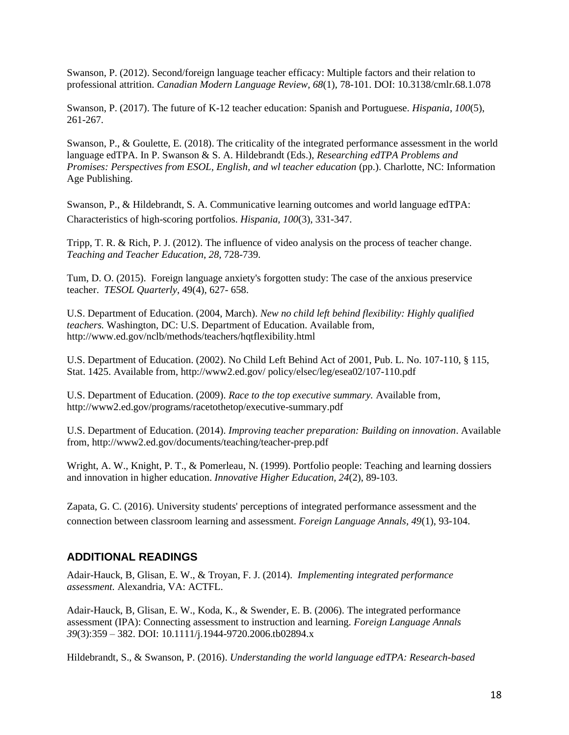Swanson, P. (2012). Second/foreign language teacher efficacy: Multiple factors and their relation to professional attrition. *Canadian Modern Language Review, 68*(1), 78-101. DOI: 10.3138/cmlr.68.1.078

Swanson, P. (2017). The future of K-12 teacher education: Spanish and Portuguese. *Hispania*, *100*(5), 261-267.

Swanson, P., & Goulette, E. (2018). The criticality of the integrated performance assessment in the world language edTPA. In P. Swanson & S. A. Hildebrandt (Eds.), *Researching edTPA Problems and Promises: Perspectives from ESOL, English, and wl teacher education* (pp.). Charlotte, NC: Information Age Publishing.

Swanson, P., & Hildebrandt, S. A. Communicative learning outcomes and world language edTPA: Characteristics of high-scoring portfolios. *Hispania, 100*(3), 331-347.

Tripp, T. R. & Rich, P. J. (2012). The influence of video analysis on the process of teacher change. *Teaching and Teacher Education*, *28,* 728-739.

Tum, D. O. (2015). Foreign language anxiety's forgotten study: The case of the anxious preservice teacher. *TESOL Quarterly,* 49(4), 627- 658.

U.S. Department of Education. (2004, March). *New no child left behind flexibility: Highly qualified teachers.* Washington, DC: U.S. Department of Education. Available from, http://www.ed.gov/nclb/methods/teachers/hqtflexibility.html

U.S. Department of Education. (2002). No Child Left Behind Act of 2001, Pub. L. No. 107-110, § 115, Stat. 1425. Available from, http://www2.ed.gov/ policy/elsec/leg/esea02/107-110.pdf

U.S. Department of Education. (2009). *Race to the top executive summary.* Available from, http://www2.ed.gov/programs/racetothetop/executive-summary.pdf

U.S. Department of Education. (2014). *Improving teacher preparation: Building on innovation*. Available from, http://www2.ed.gov/documents/teaching/teacher-prep.pdf

Wright, A. W., Knight, P. T., & Pomerleau, N. (1999). Portfolio people: Teaching and learning dossiers and innovation in higher education. *Innovative Higher Education, 24*(2), 89-103.

Zapata, G. C. (2016). University students' perceptions of integrated performance assessment and the connection between classroom learning and assessment. *Foreign Language Annals, 49*(1), 93-104.

## ADDITIONAL READINGS

Adair-Hauck, B, Glisan, E. W., & Troyan, F. J. (2014). *Implementing integrated performance assessment.* Alexandria, VA: ACTFL.

Adair-Hauck, B, Glisan, E. W., Koda, K., & Swender, E. B. (2006). The integrated performance assessment (IPA): Connecting assessment to instruction and learning. *Foreign Language Annals 39*(3):359 – 382. DOI: 10.1111/j.1944-9720.2006.tb02894.x

Hildebrandt, S., & Swanson, P. (2016). *Understanding the world language edTPA: Research-based*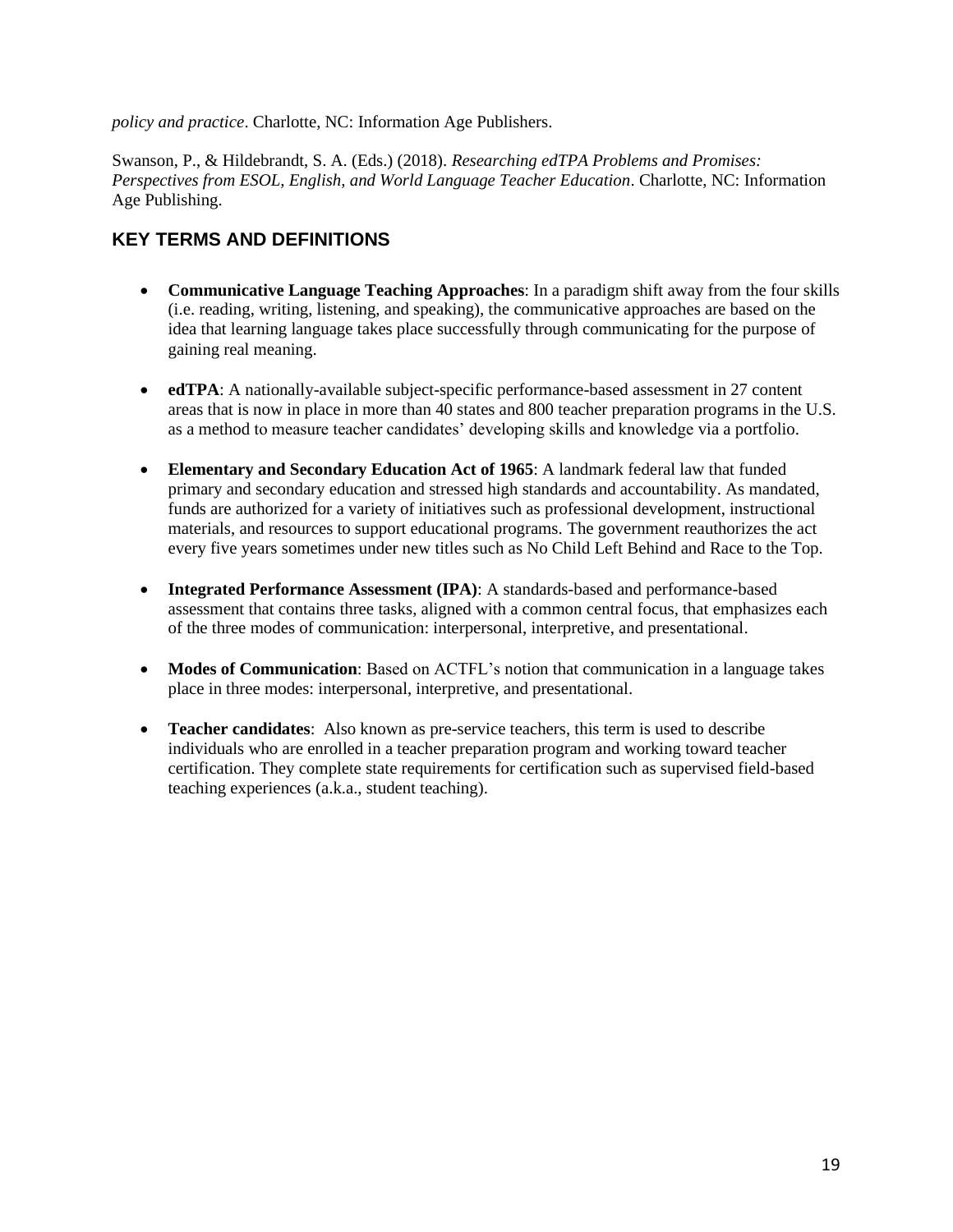*policy and practice*. Charlotte, NC: Information Age Publishers.

Swanson, P., & Hildebrandt, S. A. (Eds.) (2018). *Researching edTPA Problems and Promises: Perspectives from ESOL, English, and World Language Teacher Education*. Charlotte, NC: Information Age Publishing.

## KEY TERMS AND DEFINITIONS

- **Communicative Language Teaching Approaches**: In a paradigm shift away from the four skills (i.e. reading, writing, listening, and speaking), the communicative approaches are based on the idea that learning language takes place successfully through communicating for the purpose of gaining real meaning.

- **edTPA**: A nationally-available subject-specific performance-based assessment in 27 content areas that is now in place in more than 40 states and 800 teacher preparation programs in the U.S. as a method to measure teacher candidates' developing skills and knowledge via a portfolio.

- **Elementary and Secondary Education Act of 1965**: A landmark federal law that funded primary and secondary education and stressed high standards and accountability. As mandated, funds are authorized for a variety of initiatives such as professional development, instructional materials, and resources to support educational programs. The government reauthorizes the act every five years sometimes under new titles such as No Child Left Behind and Race to the Top.

- **Integrated Performance Assessment (IPA)**: A standards-based and performance-based assessment that contains three tasks, aligned with a common central focus, that emphasizes each of the three modes of communication: interpersonal, interpretive, and presentational.

- **Modes of Communication**: Based on ACTFL's notion that communication in a language takes place in three modes: interpersonal, interpretive, and presentational.

- **Teacher candidates**: Also known as pre-service teachers, this term is used to describe individuals who are enrolled in a teacher preparation program and working toward teacher certification. They complete state requirements for certification such as supervised field-based teaching experiences (a.k.a., student teaching).